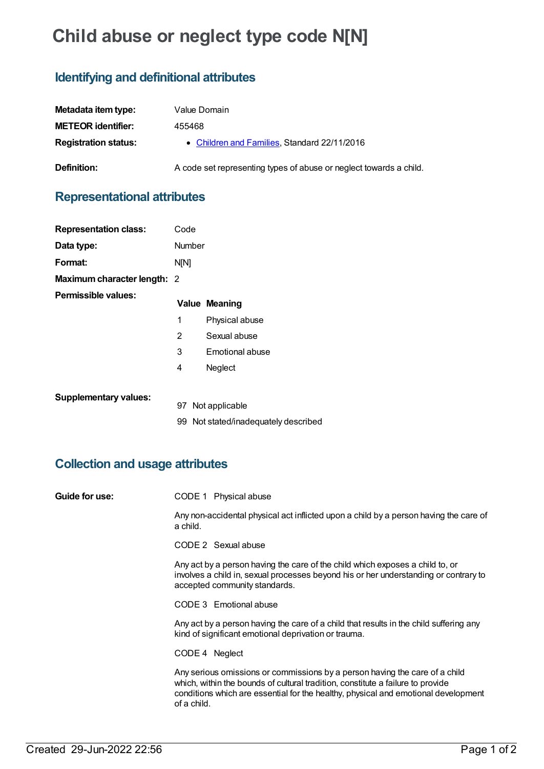# Child abuse or neglect type code N[N]

## Identifying and definitional attributes

| | |
|---|---|
| **Metadata item type:** | Value Domain |
| **METEOR identifier:** | 455468 |
| **Registration status:** | • Children and Families, Standard 22/11/2016 |
| **Definition:** | A code set representing types of abuse or neglect towards a child. |

## Representational attributes

| | |
|---|---|
| **Representation class:** | Code |
| **Data type:** | Number |
| **Format:** | N[N] |
| **Maximum character length:** | 2 |

**Permissible values:**

| Value | Meaning |
|---|---|
| 1 | Physical abuse |
| 2 | Sexual abuse |
| 3 | Emotional abuse |
| 4 | Neglect |

**Supplementary values:**

| Value | Meaning |
|---|---|
| 97 | Not applicable |
| 99 | Not stated/inadequately described |

## Collection and usage attributes

**Guide for use:**

CODE 1 Physical abuse

Any non-accidental physical act inflicted upon a child by a person having the care of a child.

CODE 2 Sexual abuse

Any act by a person having the care of the child which exposes a child to, or involves a child in, sexual processes beyond his or her understanding or contrary to accepted community standards.

CODE 3 Emotional abuse

Any act by a person having the care of a child that results in the child suffering any kind of significant emotional deprivation or trauma.

CODE 4 Neglect

Any serious omissions or commissions by a person having the care of a child which, within the bounds of cultural tradition, constitute a failure to provide conditions which are essential for the healthy, physical and emotional development of a child.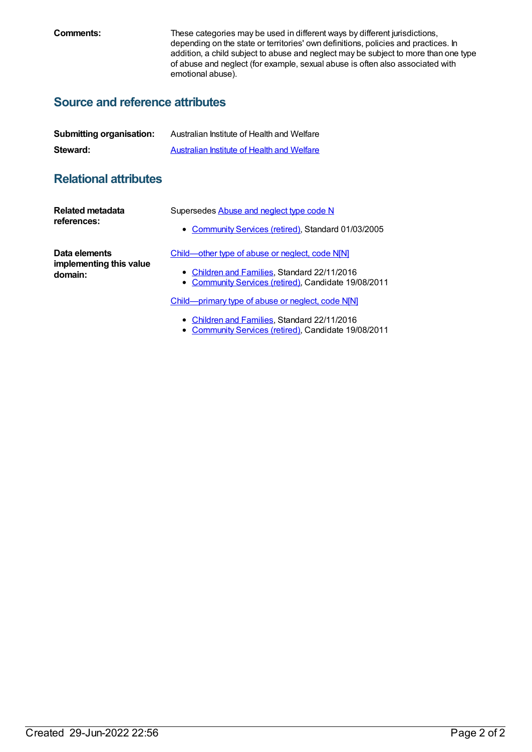**Comments:** These categories may be used in different ways by different jurisdictions, depending on the state or territories' own definitions, policies and practices. In addition, a child subject to abuse and neglect may be subject to more than one type of abuse and neglect (for example, sexual abuse is often also associated with emotional abuse).

## Source and reference attributes

**Submitting organisation:** Australian Institute of Health and Welfare

**Steward:** Australian Institute of Health and Welfare

## Relational attributes

**Related metadata references:**

Supersedes Abuse and neglect type code N

- Community Services (retired), Standard 01/03/2005

**Data elements implementing this value domain:**

Child—other type of abuse or neglect, code N[N]

- Children and Families, Standard 22/11/2016
- Community Services (retired), Candidate 19/08/2011

Child—primary type of abuse or neglect, code N[N]

- Children and Families, Standard 22/11/2016
- Community Services (retired), Candidate 19/08/2011